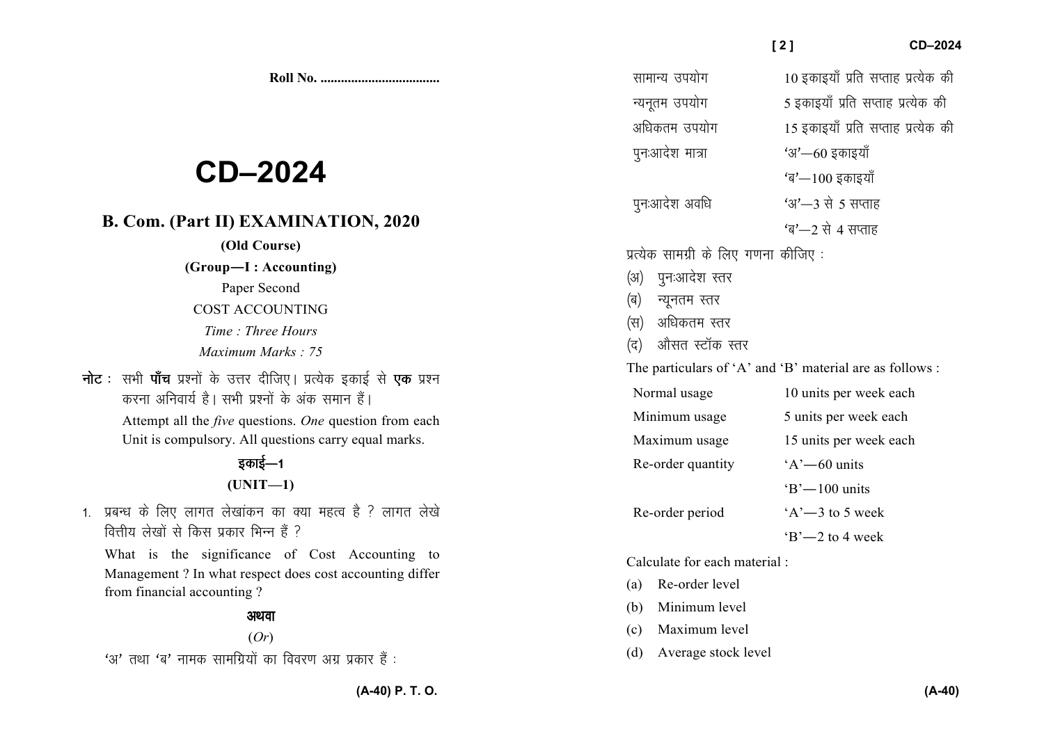Roll No. ..................................

# CD–2024

## B. Com. (Part II) EXAMINATION, 2020

**(Old Course)**

**(Group—I : Accounting)**

Paper Second

COST ACCOUNTING

*Time : Three Hours*

*Maximum Marks : 75*

**नोट :** सभी **पाँच** प्रश्नों के उत्तर दीजिए। प्रत्येक इकाई से **एक** प्रश्न करना अनिवार्य है। सभी प्रश्नों के अंक समान हैं।

Attempt all the *five* questions. *One* question from each Unit is compulsory. All questions carry equal marks.

### इकाई—1

### (UNIT—1)

1. प्रबन्ध के लिए लागत लेखांकन का क्या महत्व है ? लागत लेखे वित्तीय लेखों से किस प्रकार भिन्न हैं ?

   What is the significance of Cost Accounting to Management ? In what respect does cost accounting differ from financial accounting ?

**अथवा**

(*Or*)

'अ' तथा 'ब' नामक सामग्रियों का विवरण अग्र प्रकार हैं :

| | |
|---|---|
| सामान्य उपयोग | 10 इकाइयाँ प्रति सप्ताह प्रत्येक की |
| न्यूनतम उपयोग | 5 इकाइयाँ प्रति सप्ताह प्रत्येक की |
| अधिकतम उपयोग | 15 इकाइयाँ प्रति सप्ताह प्रत्येक की |
| पुनःआदेश मात्रा | 'अ'—60 इकाइयाँ |
| | 'ब'—100 इकाइयाँ |
| पुनःआदेश अवधि | 'अ'—3 से 5 सप्ताह |
| | 'ब'—2 से 4 सप्ताह |

प्रत्येक सामग्री के लिए गणना कीजिए :

(अ) पुनःआदेश स्तर

(ब) न्यूनतम स्तर

(स) अधिकतम स्तर

(द) औसत स्टॉक स्तर

The particulars of 'A' and 'B' material are as follows :

| | |
|---|---|
| Normal usage | 10 units per week each |
| Minimum usage | 5 units per week each |
| Maximum usage | 15 units per week each |
| Re-order quantity | 'A'—60 units |
| | 'B'—100 units |
| Re-order period | 'A'—3 to 5 week |
| | 'B'—2 to 4 week |

Calculate for each material :

(a) Re-order level

(b) Minimum level

(c) Maximum level

(d) Average stock level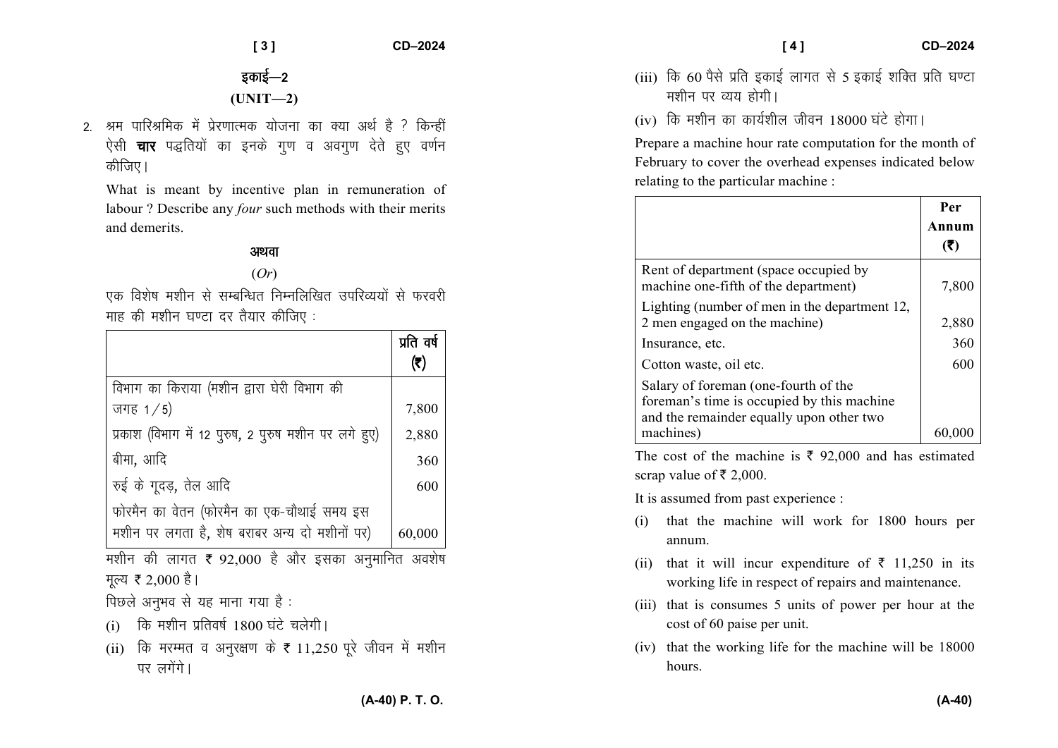## इकाई—2

## (UNIT—2)

2. श्रम पारिश्रमिक में प्रेरणात्मक योजना का क्या अर्थ है ? किन्हीं ऐसी **चार** पद्धतियों का इनके गुण व अवगुण देते हुए वर्णन कीजिए।

   What is meant by incentive plan in remuneration of labour ? Describe any *four* such methods with their merits and demerits.

**अथवा**

(*Or*)

एक विशेष मशीन से सम्बन्धित निम्नलिखित उपरिव्ययों से फरवरी माह की मशीन घण्टा दर तैयार कीजिए :

| | प्रति वर्ष (₹) |
|---|---|
| विभाग का किराया (मशीन द्वारा घेरी विभाग की जगह 1/5) | 7,800 |
| प्रकाश (विभाग में 12 पुरुष, 2 पुरुष मशीन पर लगे हुए) | 2,880 |
| बीमा, आदि | 360 |
| रुई के गूदड़, तेल आदि | 600 |
| फोरमैन का वेतन (फोरमैन का एक-चौथाई समय इस मशीन पर लगता है, शेष बराबर अन्य दो मशीनों पर) | 60,000 |

मशीन की लागत ₹ 92,000 है और इसका अनुमानित अवशेष मूल्य ₹ 2,000 है।

पिछले अनुभव से यह माना गया है :

(i) कि मशीन प्रतिवर्ष 1800 घंटे चलेगी।

(ii) कि मरम्मत व अनुरक्षण के ₹ 11,250 पूरे जीवन में मशीन पर लगेंगे।

(iii) कि 60 पैसे प्रति इकाई लागत से 5 इकाई शक्ति प्रति घण्टा मशीन पर व्यय होगी।

(iv) कि मशीन का कार्यशील जीवन 18000 घंटे होगा।

Prepare a machine hour rate computation for the month of February to cover the overhead expenses indicated below relating to the particular machine :

| | Per Annum (₹) |
|---|---|
| Rent of department (space occupied by machine one-fifth of the department) | 7,800 |
| Lighting (number of men in the department 12, 2 men engaged on the machine) | 2,880 |
| Insurance, etc. | 360 |
| Cotton waste, oil etc. | 600 |
| Salary of foreman (one-fourth of the foreman's time is occupied by this machine and the remainder equally upon other two machines) | 60,000 |

The cost of the machine is ₹ 92,000 and has estimated scrap value of ₹ 2,000.

It is assumed from past experience :

(i) that the machine will work for 1800 hours per annum.

(ii) that it will incur expenditure of ₹ 11,250 in its working life in respect of repairs and maintenance.

(iii) that is consumes 5 units of power per hour at the cost of 60 paise per unit.

(iv) that the working life for the machine will be 18000 hours.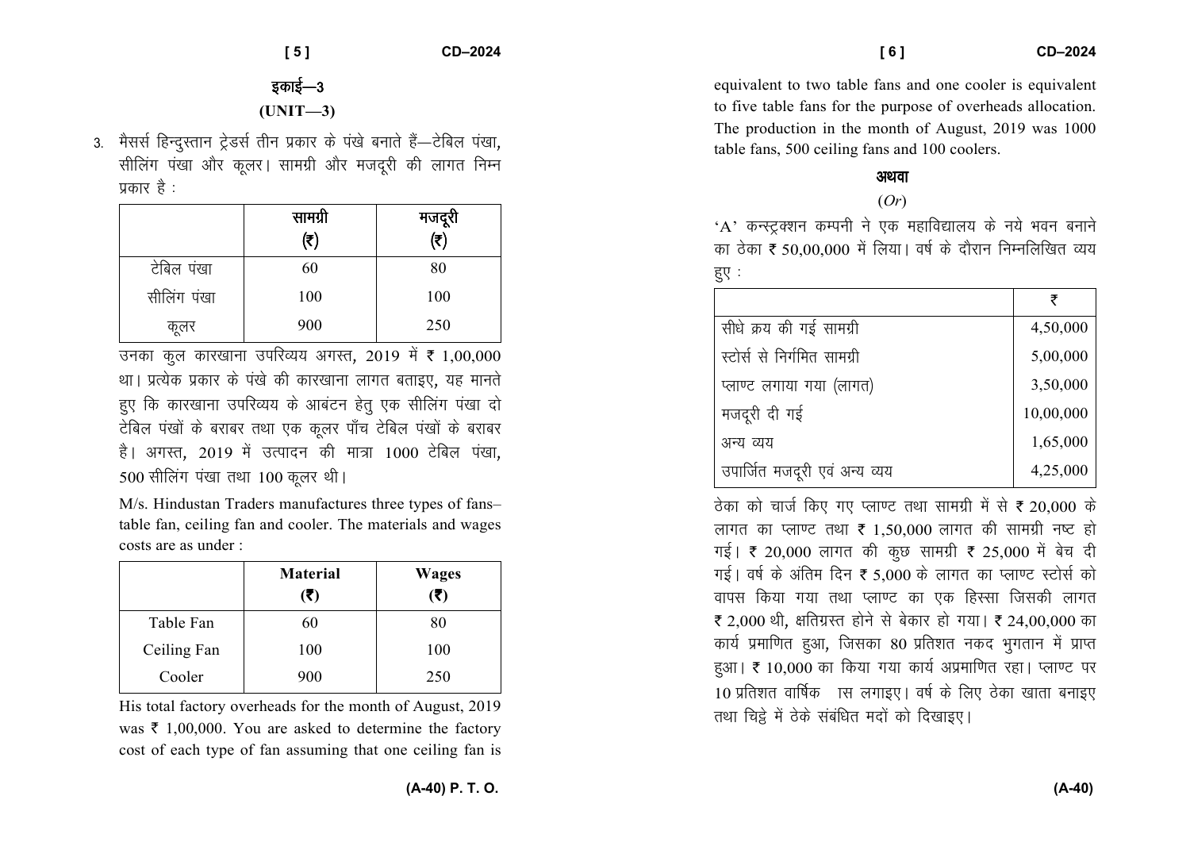## इकाई—3

## (UNIT—3)

3. मैसर्स हिन्दुस्तान ट्रेडर्स तीन प्रकार के पंखे बनाते हैं—टेबिल पंखा, सीलिंग पंखा और कूलर। सामग्री और मजदूरी की लागत निम्न प्रकार है :

| | सामग्री (₹) | मजदूरी (₹) |
|---|---|---|
| टेबिल पंखा | 60 | 80 |
| सीलिंग पंखा | 100 | 100 |
| कूलर | 900 | 250 |

उनका कुल कारखाना उपरिव्यय अगस्त, 2019 में ₹ 1,00,000 था। प्रत्येक प्रकार के पंखे की कारखाना लागत बताइए, यह मानते हुए कि कारखाना उपरिव्यय के आबंटन हेतु एक सीलिंग पंखा दो टेबिल पंखों के बराबर तथा एक कूलर पाँच टेबिल पंखों के बराबर है। अगस्त, 2019 में उत्पादन की मात्रा 1000 टेबिल पंखा, 500 सीलिंग पंखा तथा 100 कूलर थी।

M/s. Hindustan Traders manufactures three types of fans–table fan, ceiling fan and cooler. The materials and wages costs are as under :

| | Material (₹) | Wages (₹) |
|---|---|---|
| Table Fan | 60 | 80 |
| Ceiling Fan | 100 | 100 |
| Cooler | 900 | 250 |

His total factory overheads for the month of August, 2019 was ₹ 1,00,000. You are asked to determine the factory cost of each type of fan assuming that one ceiling fan is equivalent to two table fans and one cooler is equivalent to five table fans for the purpose of overheads allocation. The production in the month of August, 2019 was 1000 table fans, 500 ceiling fans and 100 coolers.

**अथवा**

(*Or*)

'A' कन्स्ट्रक्शन कम्पनी ने एक महाविद्यालय के नये भवन बनाने का ठेका ₹ 50,00,000 में लिया। वर्ष के दौरान निम्नलिखित व्यय हुए :

| | ₹ |
|---|---|
| सीधे क्रय की गई सामग्री | 4,50,000 |
| स्टोर्स से निर्गमित सामग्री | 5,00,000 |
| प्लाण्ट लगाया गया (लागत) | 3,50,000 |
| मजदूरी दी गई | 10,00,000 |
| अन्य व्यय | 1,65,000 |
| उपार्जित मजदूरी एवं अन्य व्यय | 4,25,000 |

ठेका को चार्ज किए गए प्लाण्ट तथा सामग्री में से ₹ 20,000 के लागत का प्लाण्ट तथा ₹ 1,50,000 लागत की सामग्री नष्ट हो गई। ₹ 20,000 लागत की कुछ सामग्री ₹ 25,000 में बेच दी गई। वर्ष के अंतिम दिन ₹ 5,000 के लागत का प्लाण्ट स्टोर्स को वापस किया गया तथा प्लाण्ट का एक हिस्सा जिसकी लागत ₹ 2,000 थी, क्षतिग्रस्त होने से बेकार हो गया। ₹ 24,00,000 का कार्य प्रमाणित हुआ, जिसका 80 प्रतिशत नकद भुगतान में प्राप्त हुआ। ₹ 10,000 का किया गया कार्य अप्रमाणित रहा। प्लाण्ट पर 10 प्रतिशत वार्षिक ह्रास लगाइए। वर्ष के लिए ठेका खाता बनाइए तथा चिट्ठे में ठेके संबंधित मदों को दिखाइए।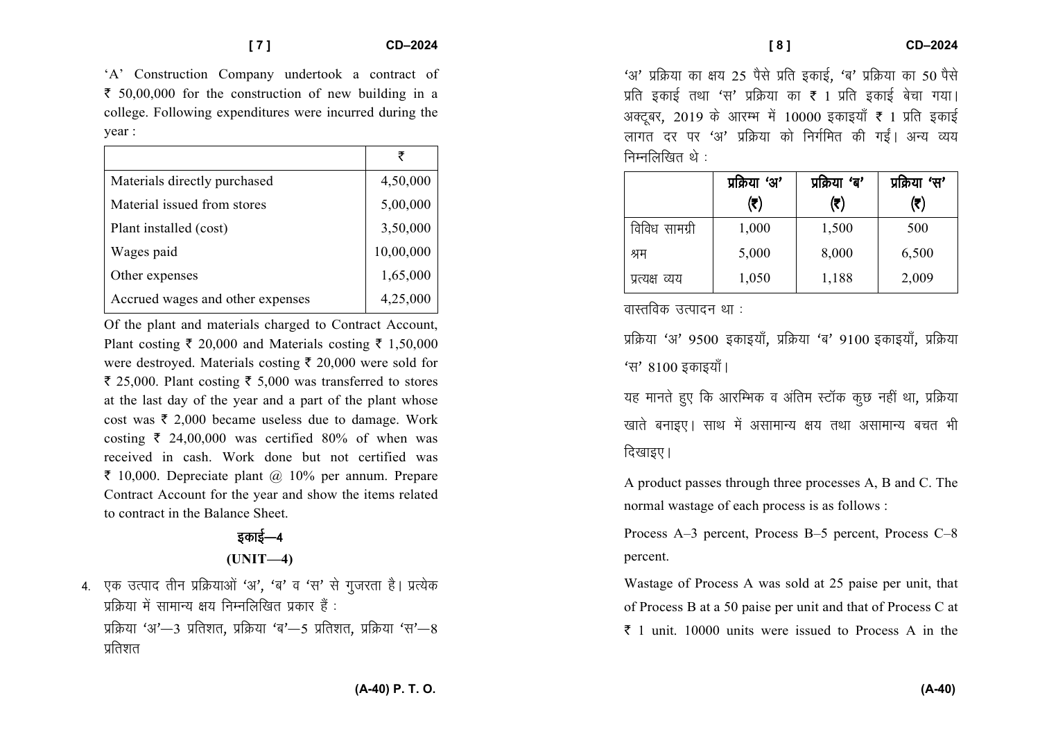'A' Construction Company undertook a contract of ₹ 50,00,000 for the construction of new building in a college. Following expenditures were incurred during the year :

| | ₹ |
|---|---|
| Materials directly purchased | 4,50,000 |
| Material issued from stores | 5,00,000 |
| Plant installed (cost) | 3,50,000 |
| Wages paid | 10,00,000 |
| Other expenses | 1,65,000 |
| Accrued wages and other expenses | 4,25,000 |

Of the plant and materials charged to Contract Account, Plant costing ₹ 20,000 and Materials costing ₹ 1,50,000 were destroyed. Materials costing ₹ 20,000 were sold for ₹ 25,000. Plant costing ₹ 5,000 was transferred to stores at the last day of the year and a part of the plant whose cost was ₹ 2,000 became useless due to damage. Work costing ₹ 24,00,000 was certified 80% of when was received in cash. Work done but not certified was ₹ 10,000. Depreciate plant @ 10% per annum. Prepare Contract Account for the year and show the items related to contract in the Balance Sheet.

## इकाई—4

## (UNIT—4)

4. एक उत्पाद तीन प्रक्रियाओं 'अ', 'ब' व 'स' से गुजरता है। प्रत्येक प्रक्रिया में सामान्य क्षय निम्नलिखित प्रकार हैं :

प्रक्रिया 'अ'—3 प्रतिशत, प्रक्रिया 'ब'—5 प्रतिशत, प्रक्रिया 'स'—8 प्रतिशत

'अ' प्रक्रिया का क्षय 25 पैसे प्रति इकाई, 'ब' प्रक्रिया का 50 पैसे प्रति इकाई तथा 'स' प्रक्रिया का ₹ 1 प्रति इकाई बेचा गया। अक्टूबर, 2019 के आरम्भ में 10000 इकाइयाँ ₹ 1 प्रति इकाई लागत दर पर 'अ' प्रक्रिया को निर्गमित की गईं। अन्य व्यय निम्नलिखित थे :

| | प्रक्रिया 'अ' (₹) | प्रक्रिया 'ब' (₹) | प्रक्रिया 'स' (₹) |
|---|---|---|---|
| विविध सामग्री | 1,000 | 1,500 | 500 |
| श्रम | 5,000 | 8,000 | 6,500 |
| प्रत्यक्ष व्यय | 1,050 | 1,188 | 2,009 |

वास्तविक उत्पादन था :

प्रक्रिया 'अ' 9500 इकाइयाँ, प्रक्रिया 'ब' 9100 इकाइयाँ, प्रक्रिया 'स' 8100 इकाइयाँ।

यह मानते हुए कि आरम्भिक व अंतिम स्टॉक कुछ नहीं था, प्रक्रिया खाते बनाइए। साथ में असामान्य क्षय तथा असामान्य बचत भी दिखाइए।

A product passes through three processes A, B and C. The normal wastage of each process is as follows :

Process A–3 percent, Process B–5 percent, Process C–8 percent.

Wastage of Process A was sold at 25 paise per unit, that of Process B at a 50 paise per unit and that of Process C at ₹ 1 unit. 10000 units were issued to Process A in the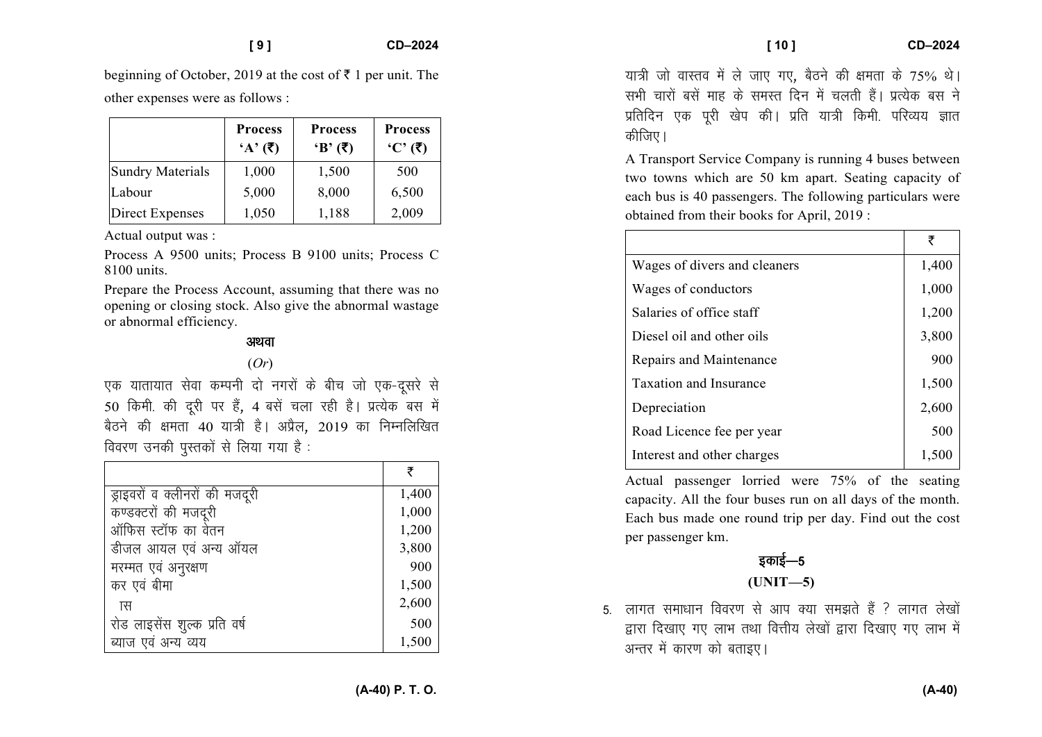beginning of October, 2019 at the cost of ₹ 1 per unit. The other expenses were as follows :

| | Process 'A' (₹) | Process 'B' (₹) | Process 'C' (₹) |
|---|---|---|---|
| Sundry Materials | 1,000 | 1,500 | 500 |
| Labour | 5,000 | 8,000 | 6,500 |
| Direct Expenses | 1,050 | 1,188 | 2,009 |

Actual output was :

Process A 9500 units; Process B 9100 units; Process C 8100 units.

Prepare the Process Account, assuming that there was no opening or closing stock. Also give the abnormal wastage or abnormal efficiency.

अथवा

(*Or*)

एक यातायात सेवा कम्पनी दो नगरों के बीच जो एक-दूसरे से 50 किमी. की दूरी पर हैं, 4 बसें चला रही है। प्रत्येक बस में बैठने की क्षमता 40 यात्री है। अप्रैल, 2019 का निम्नलिखित विवरण उनकी पुस्तकों से लिया गया है :

| | ₹ |
|---|---|
| ड्राइवरों व क्लीनरों की मजदूरी | 1,400 |
| कण्डक्टरों की मजदूरी | 1,000 |
| ऑफिस स्टॉफ का वेतन | 1,200 |
| डीजल आयल एवं अन्य ऑयल | 3,800 |
| मरम्मत एवं अनुरक्षण | 900 |
| कर एवं बीमा | 1,500 |
| ास | 2,600 |
| रोड लाइसेंस शुल्क प्रति वर्ष | 500 |
| ब्याज एवं अन्य व्यय | 1,500 |

यात्री जो वास्तव में ले जाए गए, बैठने की क्षमता के 75% थे। सभी चारों बसें माह के समस्त दिन में चलती हैं। प्रत्येक बस ने प्रतिदिन एक पूरी खेप की। प्रति यात्री किमी. परिव्यय ज्ञात कीजिए।

A Transport Service Company is running 4 buses between two towns which are 50 km apart. Seating capacity of each bus is 40 passengers. The following particulars were obtained from their books for April, 2019 :

| | ₹ |
|---|---|
| Wages of divers and cleaners | 1,400 |
| Wages of conductors | 1,000 |
| Salaries of office staff | 1,200 |
| Diesel oil and other oils | 3,800 |
| Repairs and Maintenance | 900 |
| Taxation and Insurance | 1,500 |
| Depreciation | 2,600 |
| Road Licence fee per year | 500 |
| Interest and other charges | 1,500 |

Actual passenger lorried were 75% of the seating capacity. All the four buses run on all days of the month. Each bus made one round trip per day. Find out the cost per passenger km.

## इकाई—5

## (UNIT—5)

5. लागत समाधान विवरण से आप क्या समझते हैं ? लागत लेखों द्वारा दिखाए गए लाभ तथा वित्तीय लेखों द्वारा दिखाए गए लाभ में अन्तर में कारण को बताइए।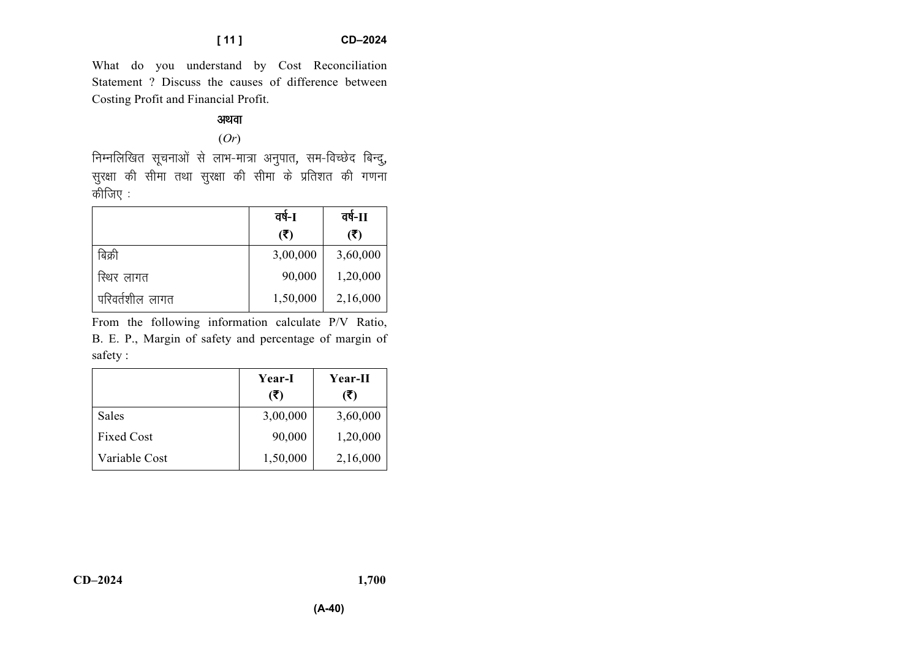What do you understand by Cost Reconciliation Statement ? Discuss the causes of difference between Costing Profit and Financial Profit.

अथवा

(*Or*)

निम्नलिखित सूचनाओं से लाभ-मात्रा अनुपात, सम-विच्छेद बिन्दु, सुरक्षा की सीमा तथा सुरक्षा की सीमा के प्रतिशत की गणना कीजिए :

| | **वर्ष-I (₹)** | **वर्ष-II (₹)** |
|---|---|---|
| बिक्री | 3,00,000 | 3,60,000 |
| स्थिर लागत | 90,000 | 1,20,000 |
| परिवर्तशील लागत | 1,50,000 | 2,16,000 |

From the following information calculate P/V Ratio, B. E. P., Margin of safety and percentage of margin of safety :

| | **Year-I (₹)** | **Year-II (₹)** |
|---|---|---|
| Sales | 3,00,000 | 3,60,000 |
| Fixed Cost | 90,000 | 1,20,000 |
| Variable Cost | 1,50,000 | 2,16,000 |

CD–2024 1,700